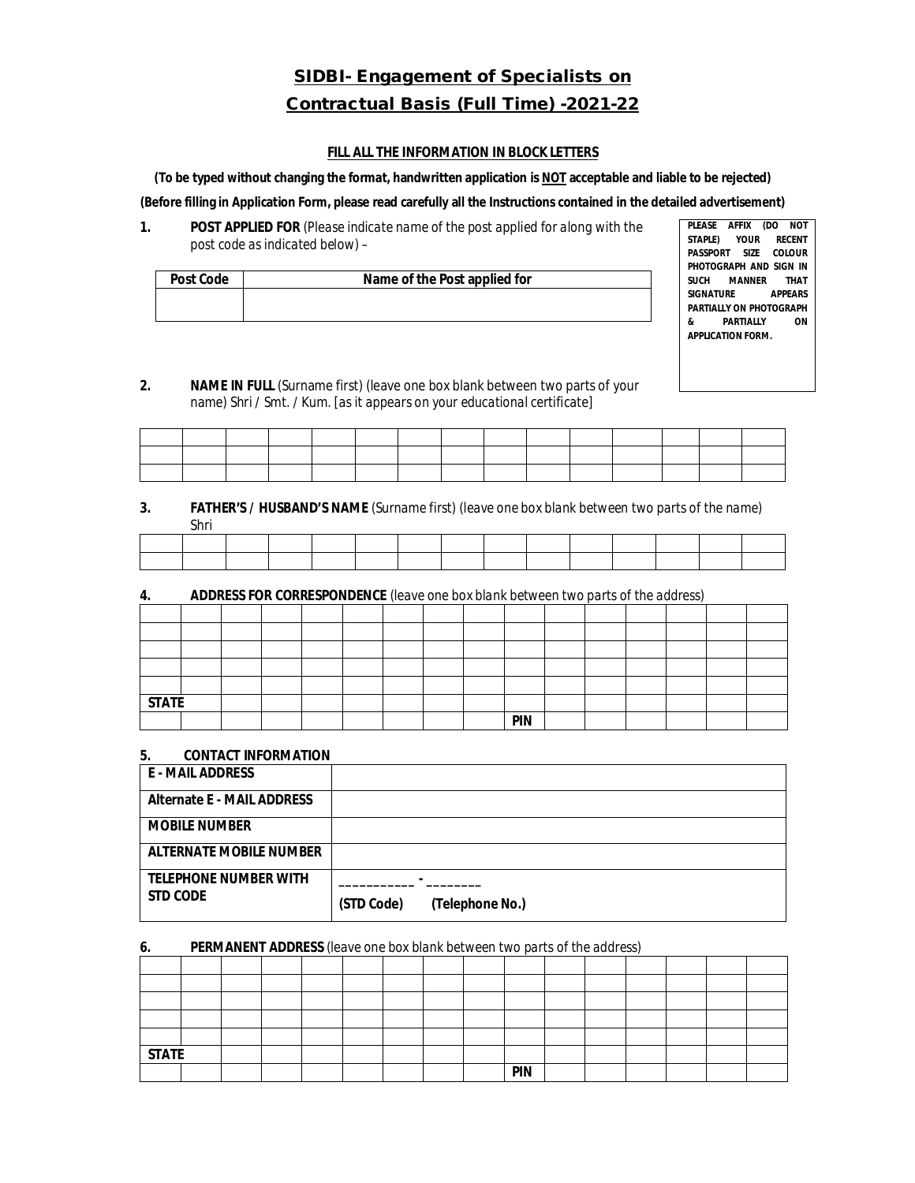# SIDBI- Engagement of Specialists on Contractual Basis (Full Time) -2021-22

**FILL ALL THE INFORMATION IN BLOCK LETTERS**

**(To be typed without changing the format, handwritten application is NOT acceptable and liable to be rejected)**

**(Before filling in Application Form, please read carefully all the Instructions contained in the detailed advertisement)**

**1. POST APPLIED FOR** *(Please indicate name of the post applied for along with the post code as indicated below) –*

| Post Code | Name of the Post applied for |
|---|---|
| | |

**PLEASE AFFIX (DO NOT STAPLE) YOUR RECENT PASSPORT SIZE COLOUR PHOTOGRAPH AND SIGN IN SUCH MANNER THAT SIGNATURE APPEARS PARTIALLY ON PHOTOGRAPH & PARTIALLY ON APPLICATION FORM.**

**2. NAME IN FULL** *(Surname first) (leave one box blank between two parts of your name) Shri / Smt. / Kum. [as it appears on your educational certificate]*

| | | | | | | | | | | | | | | |
|---|---|---|---|---|---|---|---|---|---|---|---|---|---|---|
| | | | | | | | | | | | | | | |
| | | | | | | | | | | | | | | |

**3. FATHER'S / HUSBAND'S NAME** *(Surname first) (leave one box blank between two parts of the name)* Shri

| | | | | | | | | | | | | | | |
|---|---|---|---|---|---|---|---|---|---|---|---|---|---|---|
| | | | | | | | | | | | | | | |

**4. ADDRESS FOR CORRESPONDENCE** *(leave one box blank between two parts of the address)*

| | | | | | | | | | | | | | | | |
|---|---|---|---|---|---|---|---|---|---|---|---|---|---|---|---|
| | | | | | | | | | | | | | | | |
| | | | | | | | | | | | | | | | |
| | | | | | | | | | | | | | | | |
| | | | | | | | | | | | | | | | |
| **STATE** | | | | | | | | | | | | | | | |
| | | | | | | | | | **PIN** | | | | | | |

**5. CONTACT INFORMATION**

| | |
|---|---|
| **E - MAIL ADDRESS** | |
| **Alternate E - MAIL ADDRESS** | |
| **MOBILE NUMBER** | |
| **ALTERNATE MOBILE NUMBER** | |
| **TELEPHONE NUMBER WITH STD CODE** | ___________ - ________ **(STD Code) (Telephone No.)** |

**6. PERMANENT ADDRESS** *(leave one box blank between two parts of the address)*

| | | | | | | | | | | | | | | | |
|---|---|---|---|---|---|---|---|---|---|---|---|---|---|---|---|
| | | | | | | | | | | | | | | | |
| | | | | | | | | | | | | | | | |
| | | | | | | | | | | | | | | | |
| | | | | | | | | | | | | | | | |
| **STATE** | | | | | | | | | | | | | | | |
| | | | | | | | | | **PIN** | | | | | | |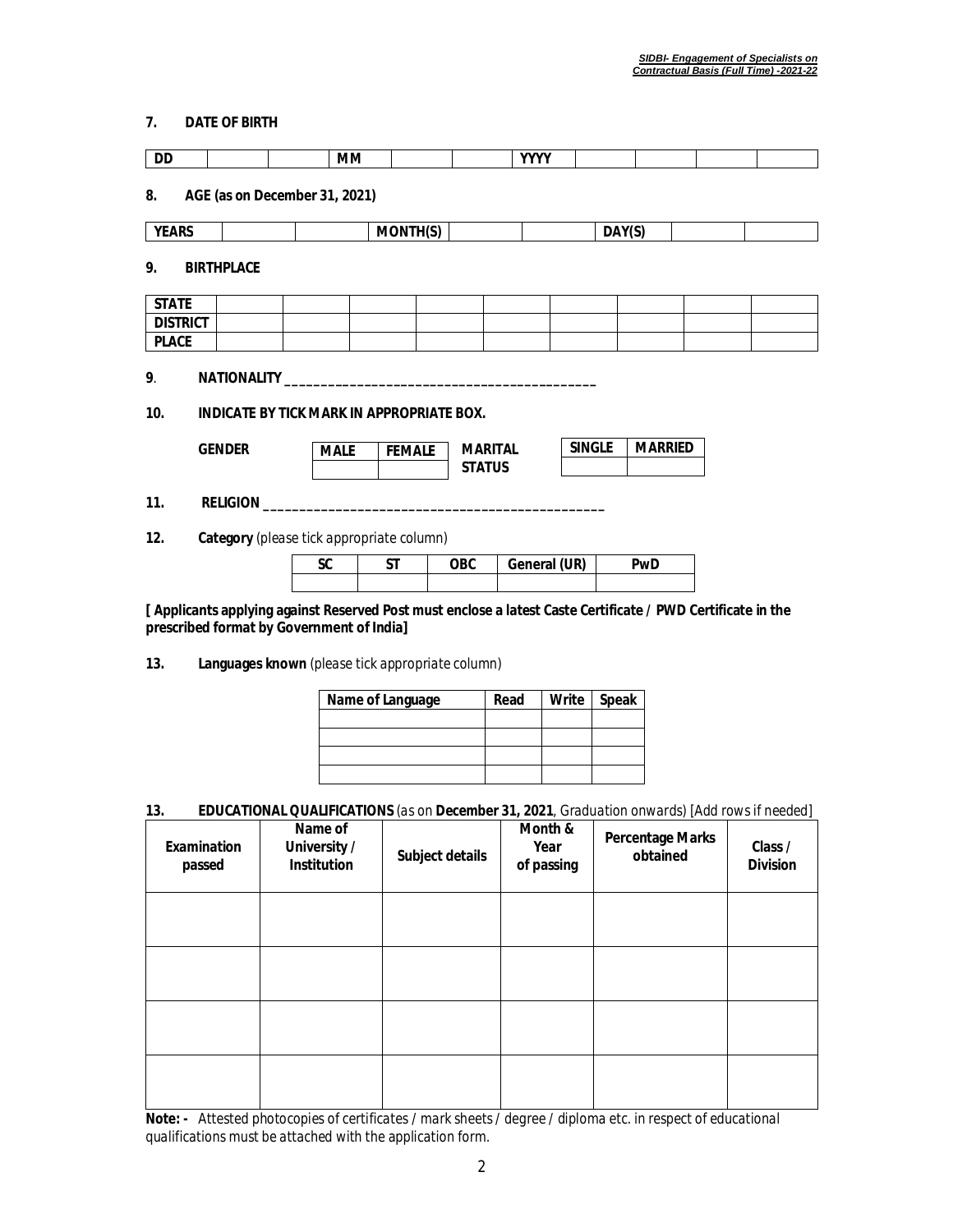**7. DATE OF BIRTH**

| DD | | | MM | | | YYYY | | | | |
|---|---|---|---|---|---|---|---|---|---|---|

**8. AGE (as on December 31, 2021)**

| YEARS | | | MONTH(S) | | | DAY(S) | | |
|---|---|---|---|---|---|---|---|---|

**9. BIRTHPLACE**

| STATE | | | | | | | | | |
|---|---|---|---|---|---|---|---|---|---|
| DISTRICT | | | | | | | | | |
| PLACE | | | | | | | | | |

**9**. **NATIONALITY** ___________________________________________

**10. INDICATE BY TICK MARK IN APPROPRIATE BOX.**

**GENDER**

| MALE | FEMALE |
|---|---|
| | |

**MARITAL STATUS**

| SINGLE | MARRIED |
|---|---|
| | |

**11. RELIGION** _______________________________________________

**12. Category** *(please tick appropriate column)*

| SC | ST | OBC | General (UR) | PwD |
|---|---|---|---|---|
| | | | | |

**[ Applicants applying against Reserved Post must enclose a latest Caste Certificate / PWD Certificate in the prescribed format by Government of India]**

**13. Languages known** *(please tick appropriate column)*

| Name of Language | Read | Write | Speak |
|---|---|---|---|
| | | | |
| | | | |
| | | | |
| | | | |

**13. EDUCATIONAL QUALIFICATIONS** *(as on* **December 31, 2021**, *Graduation onwards) [Add rows if needed]*

| Examination passed | Name of University / Institution | Subject details | Month & Year of passing | Percentage Marks obtained | Class / Division |
|---|---|---|---|---|---|
| | | | | | |
| | | | | | |
| | | | | | |
| | | | | | |

**Note: -** *Attested photocopies of certificates / mark sheets / degree / diploma etc. in respect of educational qualifications must be attached with the application form.*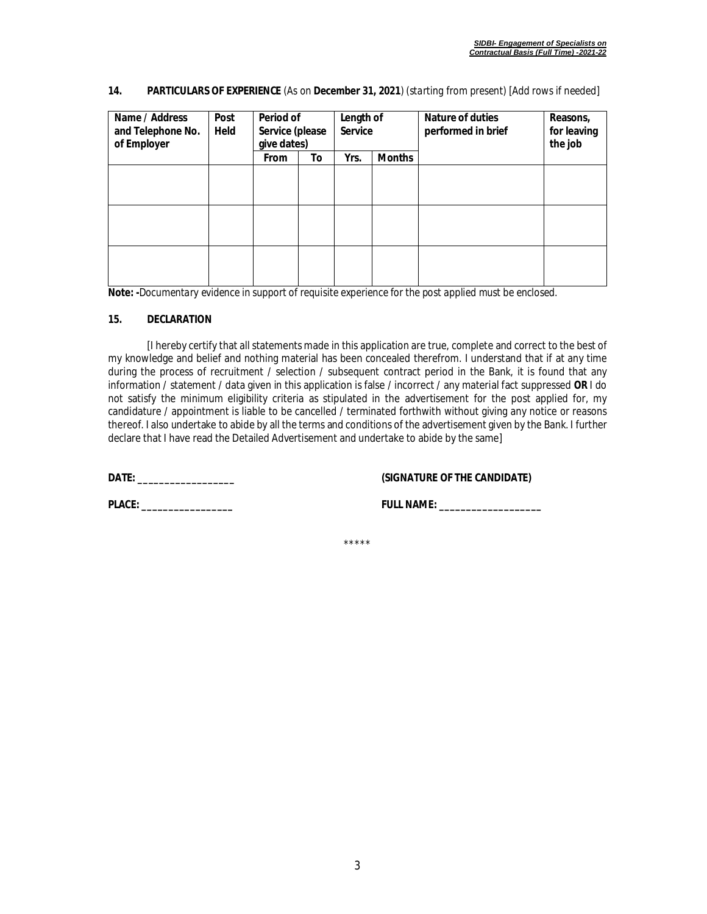**14. PARTICULARS OF EXPERIENCE** *(As on* **December 31, 2021***) (starting from present) [Add rows if needed]*

| Name / Address and Telephone No. of Employer | Post Held | Period of Service (please give dates) | | Length of Service | | Nature of duties performed in brief | Reasons, for leaving the job |
|---|---|---|---|---|---|---|---|
| | | From | To | Yrs. | Months | | |
| | | | | | | | |
| | | | | | | | |
| | | | | | | | |

**Note: -***Documentary evidence in support of requisite experience for the post applied must be enclosed.*

**15. DECLARATION**

[I hereby certify that all statements made in this application are true, complete and correct to the best of my knowledge and belief and nothing material has been concealed therefrom. I understand that if at any time during the process of recruitment / selection / subsequent contract period in the Bank, it is found that any information / statement / data given in this application is false / incorrect / any material fact suppressed **OR** I do not satisfy the minimum eligibility criteria as stipulated in the advertisement for the post applied for, my candidature / appointment is liable to be cancelled / terminated forthwith without giving any notice or reasons thereof. I also undertake to abide by all the terms and conditions of the advertisement given by the Bank. I further declare that I have read the Detailed Advertisement and undertake to abide by the same]

**DATE: __________________** **(SIGNATURE OF THE CANDIDATE)**

**PLACE: _________________** **FULL NAME: ___________________**

*****